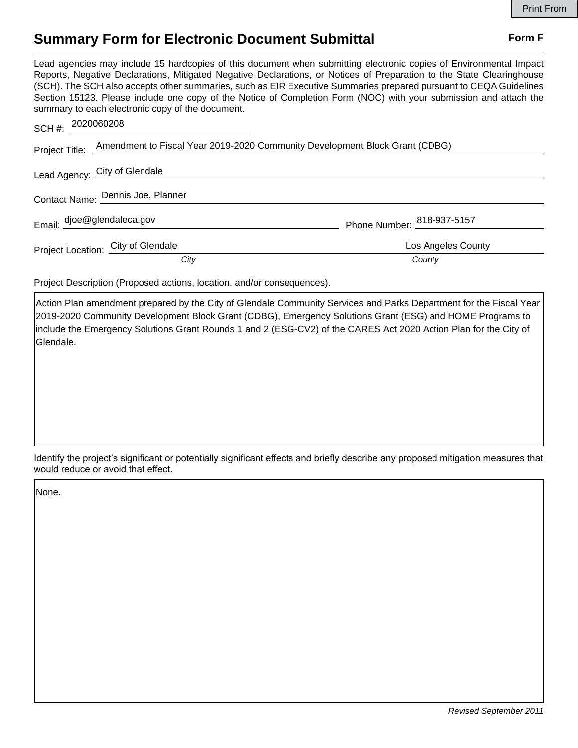# Summary Form for Electronic Document Submittal

**Form F**

Lead agencies may include 15 hardcopies of this document when submitting electronic copies of Environmental Impact Reports, Negative Declarations, Mitigated Negative Declarations, or Notices of Preparation to the State Clearinghouse (SCH). The SCH also accepts other summaries, such as EIR Executive Summaries prepared pursuant to CEQA Guidelines Section 15123. Please include one copy of the Notice of Completion Form (NOC) with your submission and attach the summary to each electronic copy of the document.

SCH #: 2020060208

Project Title: Amendment to Fiscal Year 2019-2020 Community Development Block Grant (CDBG)

Lead Agency: City of Glendale

Contact Name: Dennis Joe, Planner

Email: djoe@glendaleca.gov        Phone Number: 818-937-5157

Project Location: City of Glendale (*City*)        Los Angeles County (*County*)

Project Description (Proposed actions, location, and/or consequences).

Action Plan amendment prepared by the City of Glendale Community Services and Parks Department for the Fiscal Year 2019-2020 Community Development Block Grant (CDBG), Emergency Solutions Grant (ESG) and HOME Programs to include the Emergency Solutions Grant Rounds 1 and 2 (ESG-CV2) of the CARES Act 2020 Action Plan for the City of Glendale.

Identify the project's significant or potentially significant effects and briefly describe any proposed mitigation measures that would reduce or avoid that effect.

None.

*Revised September 2011*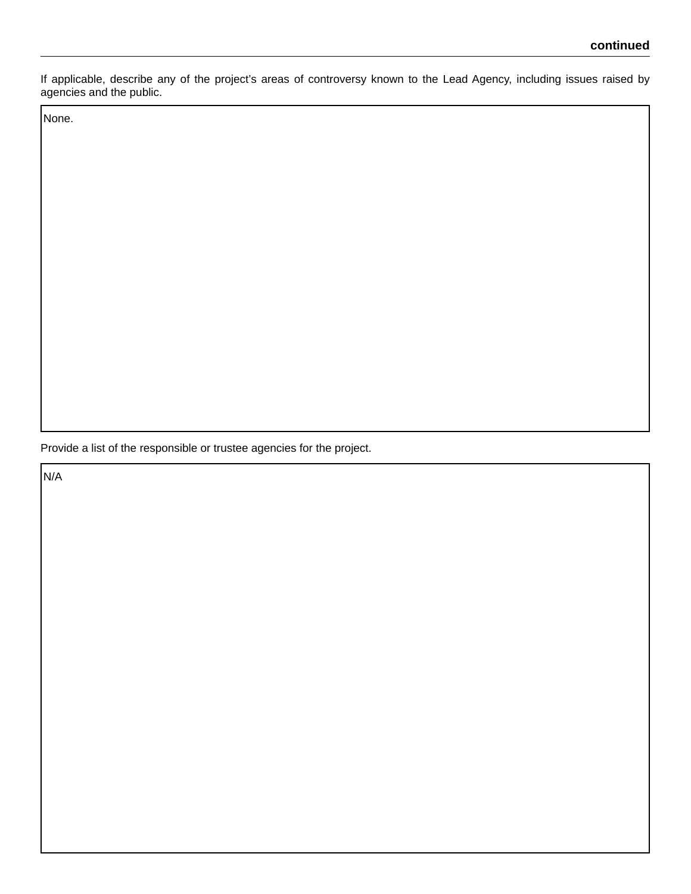**continued**

If applicable, describe any of the project's areas of controversy known to the Lead Agency, including issues raised by agencies and the public.

| |
|---|
| None. |

Provide a list of the responsible or trustee agencies for the project.

| |
|---|
| N/A |